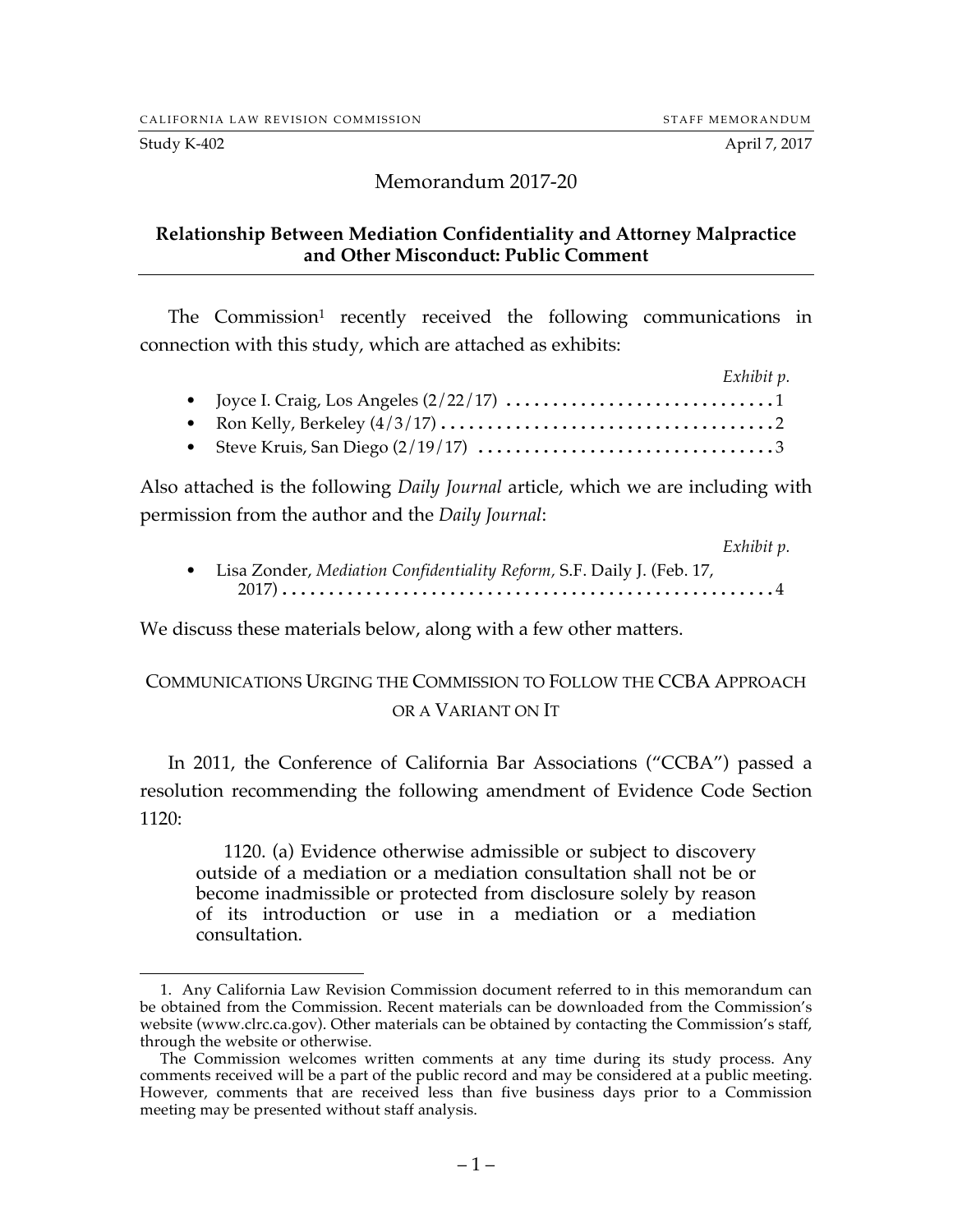CALIFORNIA LAW REVISION COMMISSION — STAFF MEMORANDUM

Study K-402 — April 7, 2017

# Memorandum 2017-20

## Relationship Between Mediation Confidentiality and Attorney Malpractice and Other Misconduct: Public Comment

The Commission[1] recently received the following communications in connection with this study, which are attached as exhibits:

*Exhibit p.*

- Joyce I. Craig, Los Angeles (2/22/17) .............................. 1
- Ron Kelly, Berkeley (4/3/17) .............................. 2
- Steve Kruis, San Diego (2/19/17) .............................. 3

Also attached is the following *Daily Journal* article, which we are including with permission from the author and the *Daily Journal*:

*Exhibit p.*

- Lisa Zonder, *Mediation Confidentiality Reform*, S.F. Daily J. (Feb. 17, 2017) .............................. 4

We discuss these materials below, along with a few other matters.

### COMMUNICATIONS URGING THE COMMISSION TO FOLLOW THE CCBA APPROACH OR A VARIANT ON IT

In 2011, the Conference of California Bar Associations ("CCBA") passed a resolution recommending the following amendment of Evidence Code Section 1120:

> 1120. (a) Evidence otherwise admissible or subject to discovery outside of a mediation or a mediation consultation shall not be or become inadmissible or protected from disclosure solely by reason of its introduction or use in a mediation or a mediation consultation.

---

1. Any California Law Revision Commission document referred to in this memorandum can be obtained from the Commission. Recent materials can be downloaded from the Commission's website (www.clrc.ca.gov). Other materials can be obtained by contacting the Commission's staff, through the website or otherwise.

The Commission welcomes written comments at any time during its study process. Any comments received will be a part of the public record and may be considered at a public meeting. However, comments that are received less than five business days prior to a Commission meeting may be presented without staff analysis.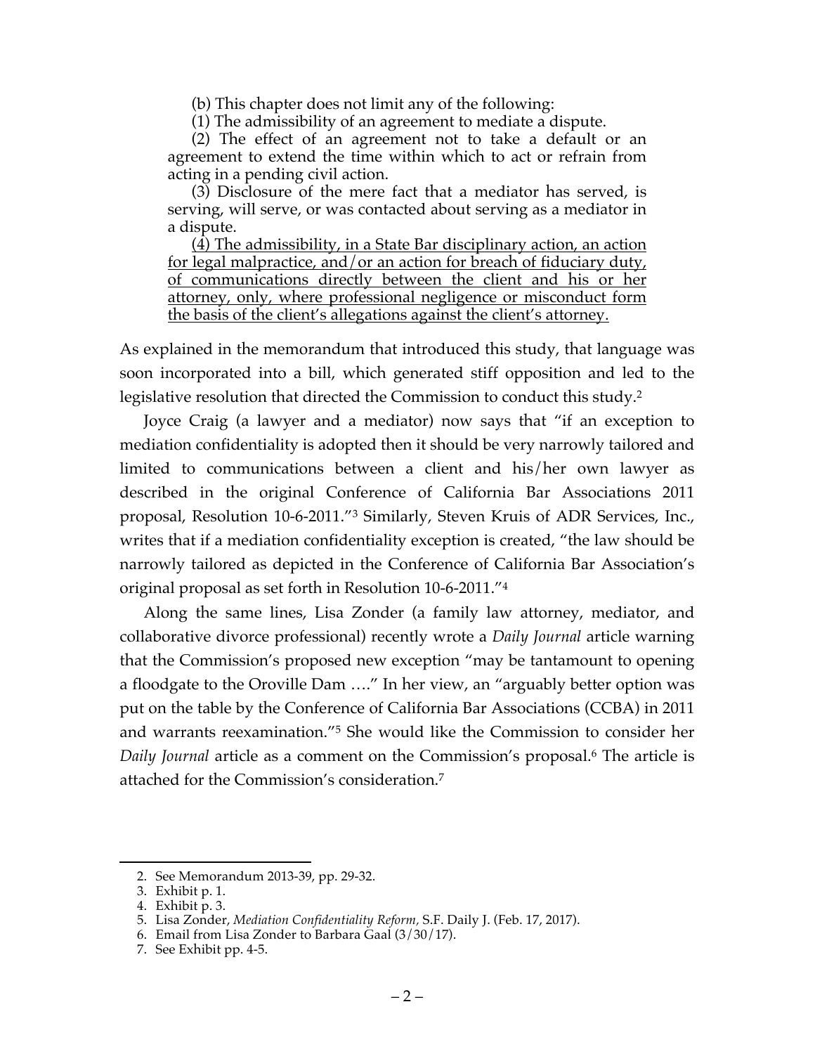(b) This chapter does not limit any of the following:

(1) The admissibility of an agreement to mediate a dispute.

(2) The effect of an agreement not to take a default or an agreement to extend the time within which to act or refrain from acting in a pending civil action.

(3) Disclosure of the mere fact that a mediator has served, is serving, will serve, or was contacted about serving as a mediator in a dispute.

<u>(4) The admissibility, in a State Bar disciplinary action, an action for legal malpractice, and/or an action for breach of fiduciary duty, of communications directly between the client and his or her attorney, only, where professional negligence or misconduct form the basis of the client's allegations against the client's attorney.</u>

As explained in the memorandum that introduced this study, that language was soon incorporated into a bill, which generated stiff opposition and led to the legislative resolution that directed the Commission to conduct this study.[2]

Joyce Craig (a lawyer and a mediator) now says that "if an exception to mediation confidentiality is adopted then it should be very narrowly tailored and limited to communications between a client and his/her own lawyer as described in the original Conference of California Bar Associations 2011 proposal, Resolution 10-6-2011."[3] Similarly, Steven Kruis of ADR Services, Inc., writes that if a mediation confidentiality exception is created, "the law should be narrowly tailored as depicted in the Conference of California Bar Association's original proposal as set forth in Resolution 10-6-2011."[4]

Along the same lines, Lisa Zonder (a family law attorney, mediator, and collaborative divorce professional) recently wrote a *Daily Journal* article warning that the Commission's proposed new exception "may be tantamount to opening a floodgate to the Oroville Dam …." In her view, an "arguably better option was put on the table by the Conference of California Bar Associations (CCBA) in 2011 and warrants reexamination."[5] She would like the Commission to consider her *Daily Journal* article as a comment on the Commission's proposal.[6] The article is attached for the Commission's consideration.[7]

---

2. See Memorandum 2013-39, pp. 29-32.
3. Exhibit p. 1.
4. Exhibit p. 3.
5. Lisa Zonder, *Mediation Confidentiality Reform*, S.F. Daily J. (Feb. 17, 2017).
6. Email from Lisa Zonder to Barbara Gaal (3/30/17).
7. See Exhibit pp. 4-5.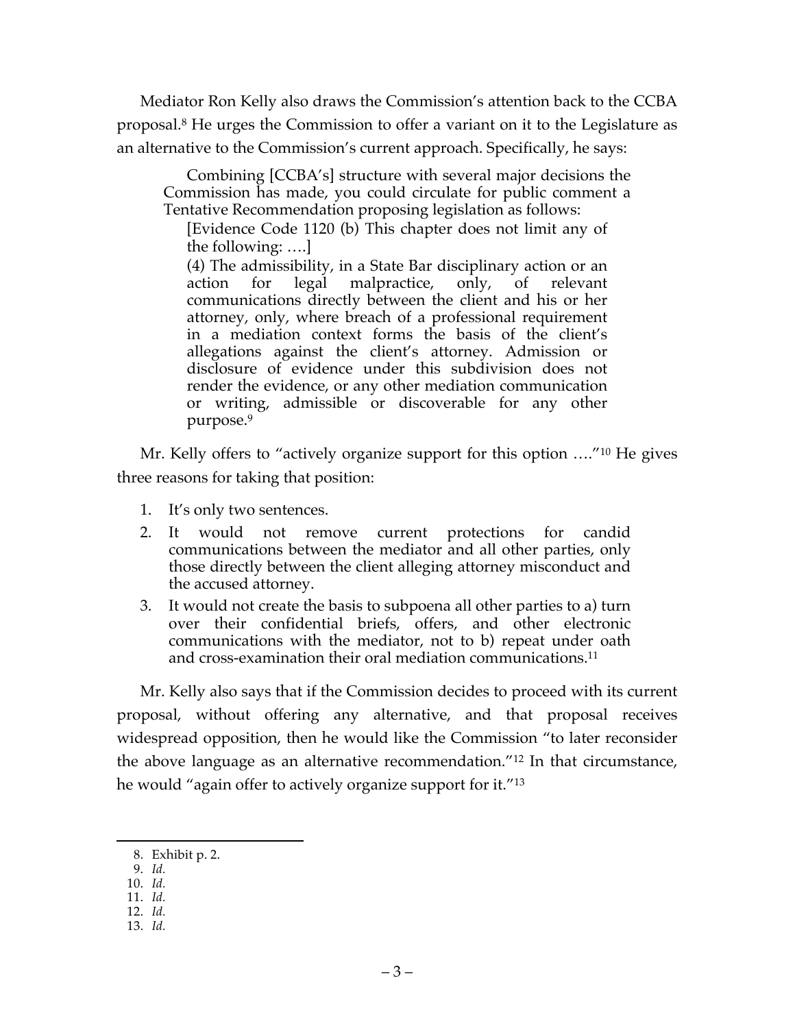Mediator Ron Kelly also draws the Commission's attention back to the CCBA proposal.[8] He urges the Commission to offer a variant on it to the Legislature as an alternative to the Commission's current approach. Specifically, he says:

> Combining [CCBA's] structure with several major decisions the Commission has made, you could circulate for public comment a Tentative Recommendation proposing legislation as follows:
>
> [Evidence Code 1120 (b) This chapter does not limit any of the following: ….]
>
> (4) The admissibility, in a State Bar disciplinary action or an action for legal malpractice, only, of relevant communications directly between the client and his or her attorney, only, where breach of a professional requirement in a mediation context forms the basis of the client's allegations against the client's attorney. Admission or disclosure of evidence under this subdivision does not render the evidence, or any other mediation communication or writing, admissible or discoverable for any other purpose.[9]

Mr. Kelly offers to "actively organize support for this option …."[10] He gives three reasons for taking that position:

1. It's only two sentences.
2. It would not remove current protections for candid communications between the mediator and all other parties, only those directly between the client alleging attorney misconduct and the accused attorney.
3. It would not create the basis to subpoena all other parties to a) turn over their confidential briefs, offers, and other electronic communications with the mediator, not to b) repeat under oath and cross-examination their oral mediation communications.[11]

Mr. Kelly also says that if the Commission decides to proceed with its current proposal, without offering any alternative, and that proposal receives widespread opposition, then he would like the Commission "to later reconsider the above language as an alternative recommendation."[12] In that circumstance, he would "again offer to actively organize support for it."[13]

---

8. Exhibit p. 2.
9. *Id.*
10. *Id.*
11. *Id.*
12. *Id.*
13. *Id.*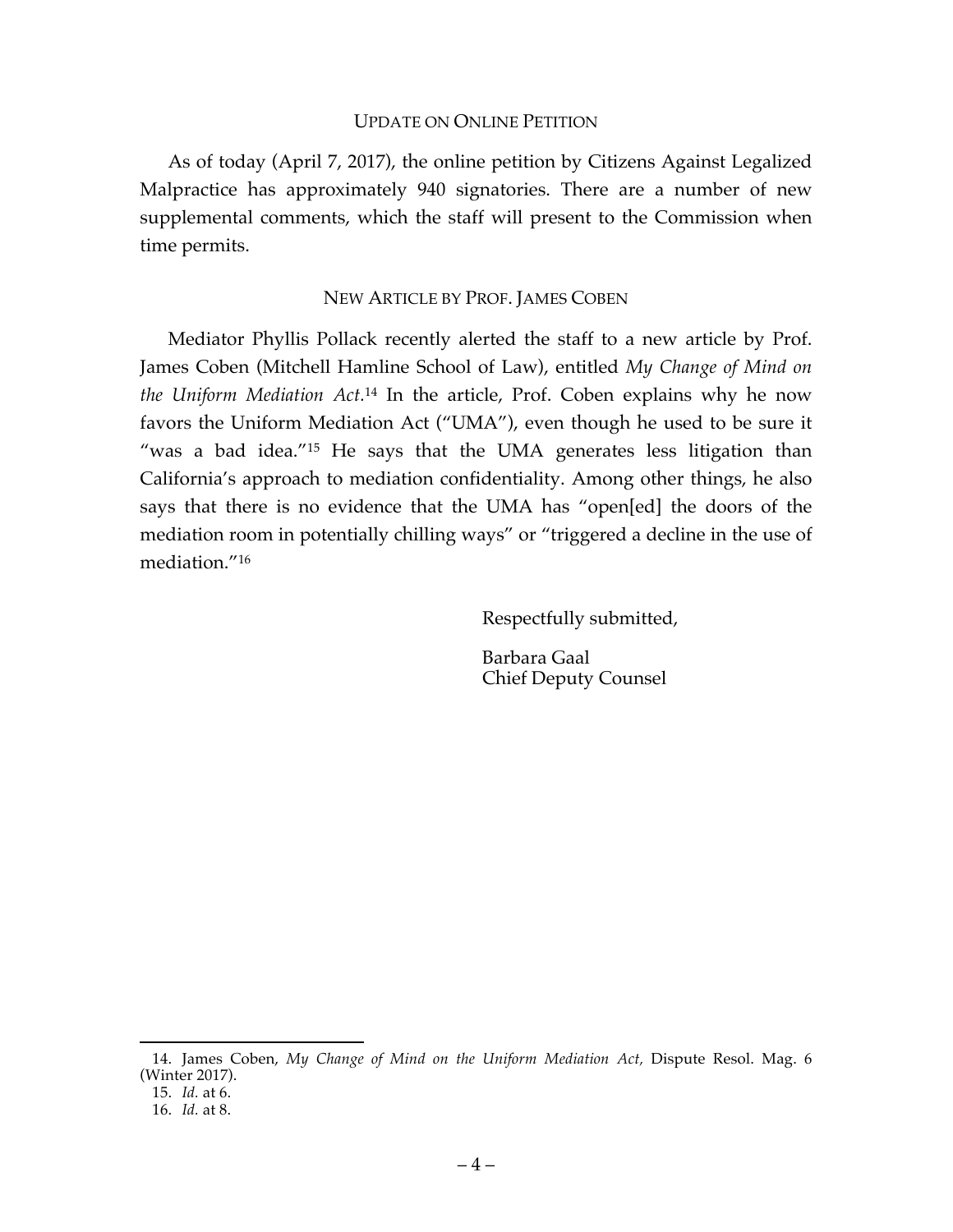## UPDATE ON ONLINE PETITION

As of today (April 7, 2017), the online petition by Citizens Against Legalized Malpractice has approximately 940 signatories. There are a number of new supplemental comments, which the staff will present to the Commission when time permits.

## NEW ARTICLE BY PROF. JAMES COBEN

Mediator Phyllis Pollack recently alerted the staff to a new article by Prof. James Coben (Mitchell Hamline School of Law), entitled *My Change of Mind on the Uniform Mediation Act*.[14] In the article, Prof. Coben explains why he now favors the Uniform Mediation Act ("UMA"), even though he used to be sure it "was a bad idea."[15] He says that the UMA generates less litigation than California's approach to mediation confidentiality. Among other things, he also says that there is no evidence that the UMA has "open[ed] the doors of the mediation room in potentially chilling ways" or "triggered a decline in the use of mediation."[16]

Respectfully submitted,

Barbara Gaal
Chief Deputy Counsel

---

14. James Coben, *My Change of Mind on the Uniform Mediation Act,* Dispute Resol. Mag. 6 (Winter 2017).

15. *Id.* at 6.

16. *Id.* at 8.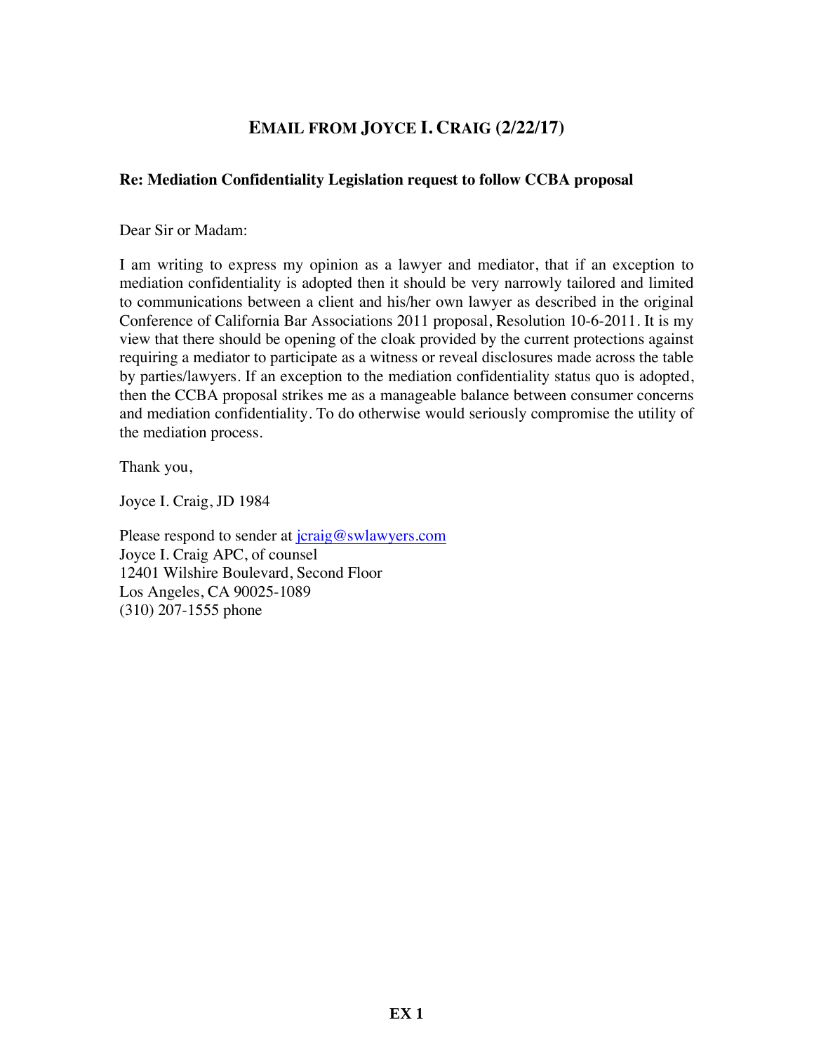## EMAIL FROM JOYCE I. CRAIG (2/22/17)

**Re: Mediation Confidentiality Legislation request to follow CCBA proposal**

Dear Sir or Madam:

I am writing to express my opinion as a lawyer and mediator, that if an exception to mediation confidentiality is adopted then it should be very narrowly tailored and limited to communications between a client and his/her own lawyer as described in the original Conference of California Bar Associations 2011 proposal, Resolution 10-6-2011. It is my view that there should be opening of the cloak provided by the current protections against requiring a mediator to participate as a witness or reveal disclosures made across the table by parties/lawyers. If an exception to the mediation confidentiality status quo is adopted, then the CCBA proposal strikes me as a manageable balance between consumer concerns and mediation confidentiality. To do otherwise would seriously compromise the utility of the mediation process.

Thank you,

Joyce I. Craig, JD 1984

Please respond to sender at jcraig@swlawyers.com
Joyce I. Craig APC, of counsel
12401 Wilshire Boulevard, Second Floor
Los Angeles, CA 90025-1089
(310) 207-1555 phone

**EX 1**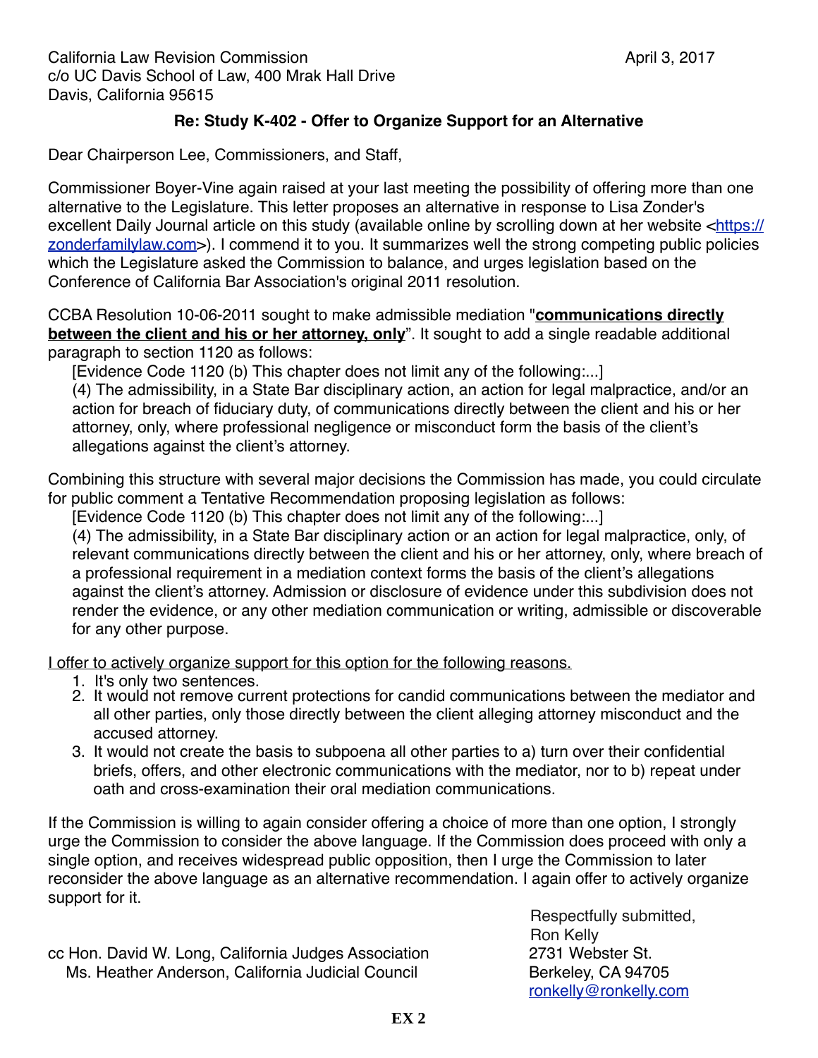California Law Revision Commission
c/o UC Davis School of Law, 400 Mrak Hall Drive
Davis, California 95615

April 3, 2017

**Re: Study K-402 - Offer to Organize Support for an Alternative**

Dear Chairperson Lee, Commissioners, and Staff,

Commissioner Boyer-Vine again raised at your last meeting the possibility of offering more than one alternative to the Legislature. This letter proposes an alternative in response to Lisa Zonder's excellent Daily Journal article on this study (available online by scrolling down at her website <https://zonderfamilylaw.com>). I commend it to you. It summarizes well the strong competing public policies which the Legislature asked the Commission to balance, and urges legislation based on the Conference of California Bar Association's original 2011 resolution.

CCBA Resolution 10-06-2011 sought to make admissible mediation "**communications directly between the client and his or her attorney, only**". It sought to add a single readable additional paragraph to section 1120 as follows:

> [Evidence Code 1120 (b) This chapter does not limit any of the following:...]
> (4) The admissibility, in a State Bar disciplinary action, an action for legal malpractice, and/or an action for breach of fiduciary duty, of communications directly between the client and his or her attorney, only, where professional negligence or misconduct form the basis of the client's allegations against the client's attorney.

Combining this structure with several major decisions the Commission has made, you could circulate for public comment a Tentative Recommendation proposing legislation as follows:

> [Evidence Code 1120 (b) This chapter does not limit any of the following:...]
> (4) The admissibility, in a State Bar disciplinary action or an action for legal malpractice, only, of relevant communications directly between the client and his or her attorney, only, where breach of a professional requirement in a mediation context forms the basis of the client's allegations against the client's attorney. Admission or disclosure of evidence under this subdivision does not render the evidence, or any other mediation communication or writing, admissible or discoverable for any other purpose.

<u>I offer to actively organize support for this option for the following reasons.</u>

1. It's only two sentences.
2. It would not remove current protections for candid communications between the mediator and all other parties, only those directly between the client alleging attorney misconduct and the accused attorney.
3. It would not create the basis to subpoena all other parties to a) turn over their confidential briefs, offers, and other electronic communications with the mediator, nor to b) repeat under oath and cross-examination their oral mediation communications.

If the Commission is willing to again consider offering a choice of more than one option, I strongly urge the Commission to consider the above language. If the Commission does proceed with only a single option, and receives widespread public opposition, then I urge the Commission to later reconsider the above language as an alternative recommendation. I again offer to actively organize support for it.

Respectfully submitted,
Ron Kelly
2731 Webster St.
Berkeley, CA 94705
ronkelly@ronkelly.com

cc Hon. David W. Long, California Judges Association
Ms. Heather Anderson, California Judicial Council

**EX 2**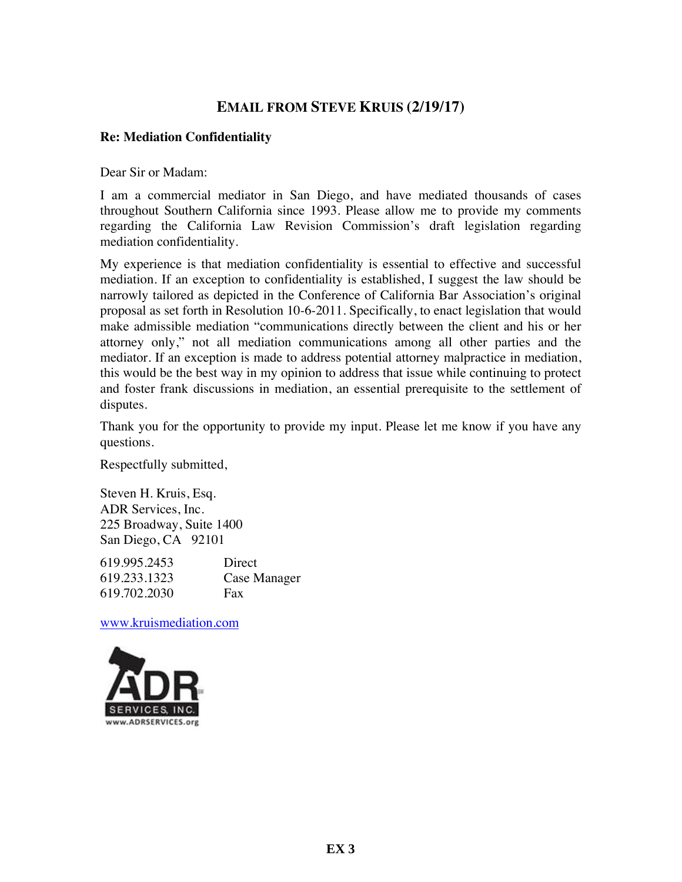## EMAIL FROM STEVE KRUIS (2/19/17)

**Re: Mediation Confidentiality**

Dear Sir or Madam:

I am a commercial mediator in San Diego, and have mediated thousands of cases throughout Southern California since 1993. Please allow me to provide my comments regarding the California Law Revision Commission's draft legislation regarding mediation confidentiality.

My experience is that mediation confidentiality is essential to effective and successful mediation. If an exception to confidentiality is established, I suggest the law should be narrowly tailored as depicted in the Conference of California Bar Association's original proposal as set forth in Resolution 10-6-2011. Specifically, to enact legislation that would make admissible mediation "communications directly between the client and his or her attorney only," not all mediation communications among all other parties and the mediator. If an exception is made to address potential attorney malpractice in mediation, this would be the best way in my opinion to address that issue while continuing to protect and foster frank discussions in mediation, an essential prerequisite to the settlement of disputes.

Thank you for the opportunity to provide my input. Please let me know if you have any questions.

Respectfully submitted,

Steven H. Kruis, Esq.
ADR Services, Inc.
225 Broadway, Suite 1400
San Diego, CA 92101

619.995.2453 Direct
619.233.1323 Case Manager
619.702.2030 Fax

www.kruismediation.com

ADR SERVICES, INC.
www.ADRSERVICES.org

**EX 3**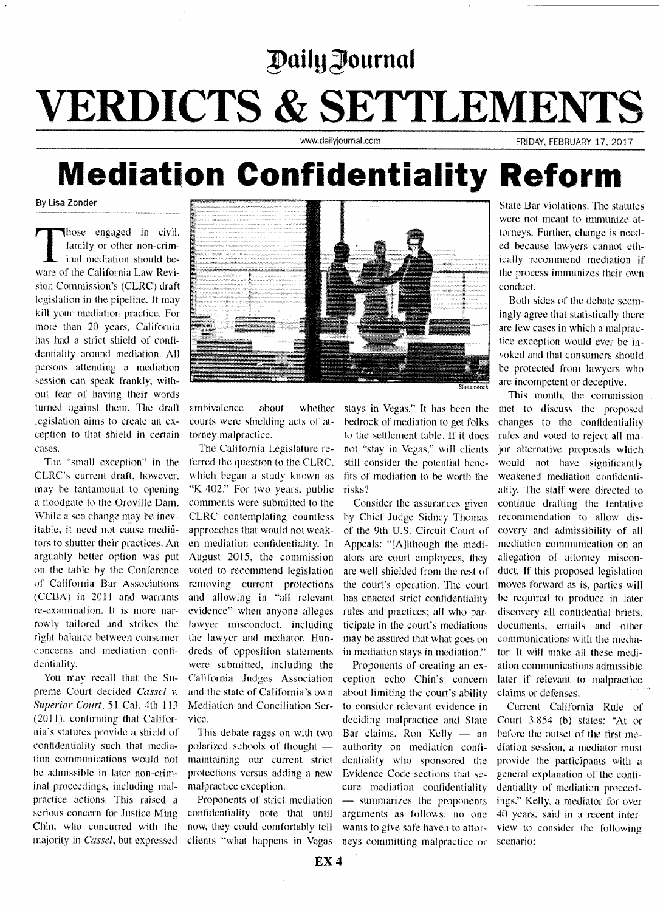Daily Journal

# VERDICTS & SETTLEMENTS

www.dailyjournal.com

FRIDAY, FEBRUARY 17, 2017

# Mediation Confidentiality Reform

By Lisa Zonder

Those engaged in civil, family or other non-criminal mediation should beware of the California Law Revision Commission's (CLRC) draft legislation in the pipeline. It may kill your mediation practice. For more than 20 years, California has had a strict shield of confidentiality around mediation. All persons attending a mediation session can speak frankly, without fear of having their words turned against them. The draft legislation aims to create an exception to that shield in certain cases.

The "small exception" in the CLRC's current draft, however, may be tantamount to opening a floodgate to the Oroville Dam. While a sea change may be inevitable, it need not cause mediators to shutter their practices. An arguably better option was put on the table by the Conference of California Bar Associations (CCBA) in 2011 and warrants re-examination. It is more narrowly tailored and strikes the right balance between consumer concerns and mediation confidentiality.

You may recall that the Supreme Court decided *Cassel v. Superior Court*, 51 Cal. 4th 113 (2011), confirming that California's statutes provide a shield of confidentiality such that mediation communications would not be admissible in later non-criminal proceedings, including malpractice actions. This raised a serious concern for Justice Ming Chin, who concurred with the majority in *Cassel*, but expressed ambivalence about whether courts were shielding acts of attorney malpractice.

The California Legislature referred the question to the CLRC, which began a study known as "K-402." For two years, public comments were submitted to the CLRC contemplating countless approaches that would not weaken mediation confidentiality. In August 2015, the commission voted to recommend legislation removing current protections and allowing in "all relevant evidence" when anyone alleges lawyer misconduct, including the lawyer and mediator. Hundreds of opposition statements were submitted, including the California Judges Association and the state of California's own Mediation and Conciliation Service.

This debate rages on with two polarized schools of thought — maintaining our current strict protections versus adding a new malpractice exception.

Proponents of strict mediation confidentiality note that until now, they could comfortably tell clients "what happens in Vegas stays in Vegas." It has been the bedrock of mediation to get folks to the settlement table. If it does not "stay in Vegas," will clients still consider the potential benefits of mediation to be worth the risks?

Consider the assurances given by Chief Judge Sidney Thomas of the 9th U.S. Circuit Court of Appeals: "[A]lthough the mediators are court employees, they are well shielded from the rest of the court's operation. The court has enacted strict confidentiality rules and practices; all who participate in the court's mediations may be assured that what goes on in mediation stays in mediation."

Proponents of creating an exception echo Chin's concern about limiting the court's ability to consider relevant evidence in deciding malpractice and State Bar claims. Ron Kelly — an authority on mediation confidentiality who sponsored the Evidence Code sections that secure mediation confidentiality — summarizes the proponents arguments as follows: no one wants to give safe haven to attorneys committing malpractice or State Bar violations. The statutes were not meant to immunize attorneys. Further, change is needed because lawyers cannot ethically recommend mediation if the process immunizes their own conduct.

Both sides of the debate seemingly agree that statistically there are few cases in which a malpractice exception would ever be invoked and that consumers should be protected from lawyers who are incompetent or deceptive.

This month, the commission met to discuss the proposed changes to the confidentiality rules and voted to reject all major alternative proposals which would not have significantly weakened mediation confidentiality. The staff were directed to continue drafting the tentative recommendation to allow discovery and admissibility of all mediation communication on an allegation of attorney misconduct. If this proposed legislation moves forward as is, parties will be required to produce in later discovery all confidential briefs, documents, emails and other communications with the mediator. It will make all these mediation communications admissible later if relevant to malpractice claims or defenses.

Current California Rule of Court 3.854 (b) states: "At or before the outset of the first mediation session, a mediator must provide the participants with a general explanation of the confidentiality of mediation proceedings." Kelly, a mediator for over 40 years, said in a recent interview to consider the following scenario:

EX 4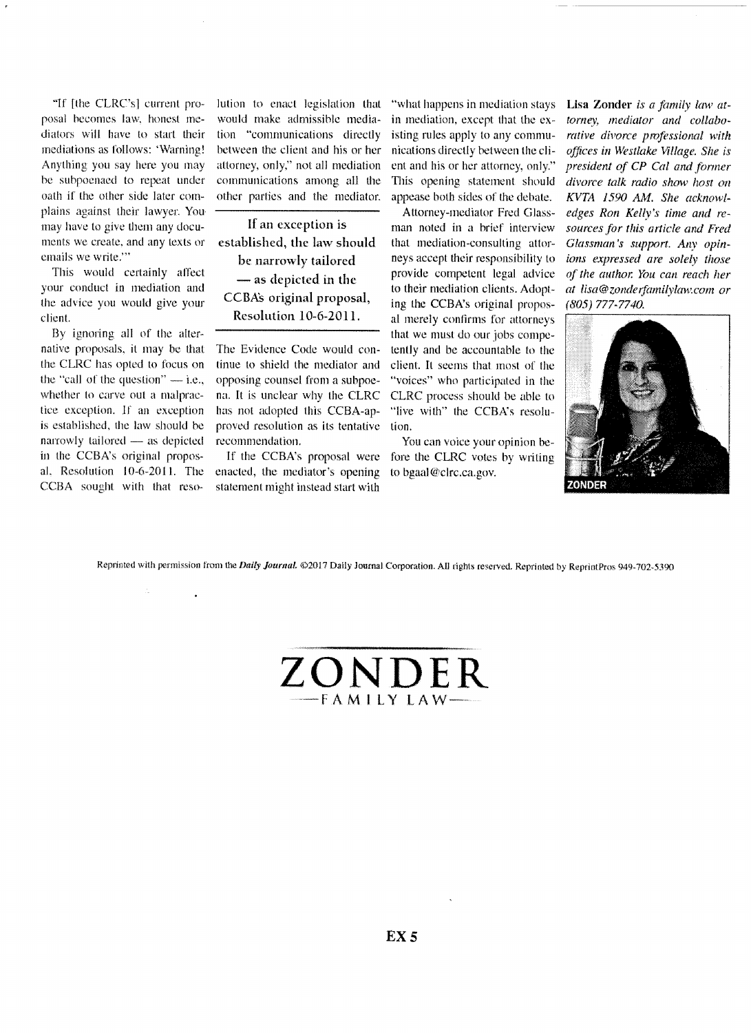"If [the CLRC's] current proposal becomes law, honest mediators will have to start their mediations as follows: 'Warning! Anything you say here you may be subpoenaed to repeat under oath if the other side later complains against their lawyer. You may have to give them any documents we create, and any texts or emails we write.'"

This would certainly affect your conduct in mediation and the advice you would give your client.

By ignoring all of the alternative proposals, it may be that the CLRC has opted to focus on the "call of the question" — i.e., whether to carve out a malpractice exception. If an exception is established, the law should be narrowly tailored — as depicted in the CCBA's original proposal, Resolution 10-6-2011. The CCBA sought with that resolution to enact legislation that would make admissible mediation "communications directly between the client and his or her attorney, only," not all mediation communications among all the other parties and the mediator.

> If an exception is established, the law should be narrowly tailored — as depicted in the CCBA's original proposal, Resolution 10-6-2011.

The Evidence Code would continue to shield the mediator and opposing counsel from a subpoena. It is unclear why the CLRC has not adopted this CCBA-approved resolution as its tentative recommendation.

If the CCBA's proposal were enacted, the mediator's opening statement might instead start with "what happens in mediation stays in mediation, except that the existing rules apply to any communications directly between the client and his or her attorney, only." This opening statement should appease both sides of the debate.

Attorney-mediator Fred Glassman noted in a brief interview that mediation-consulting attorneys accept their responsibility to provide competent legal advice to their mediation clients. Adopting the CCBA's original proposal merely confirms for attorneys that we must do our jobs competently and be accountable to the client. It seems that most of the "voices" who participated in the CLRC process should be able to "live with" the CCBA's resolution.

You can voice your opinion before the CLRC votes by writing to bgaal@clrc.ca.gov.

**Lisa Zonder** *is a family law attorney, mediator and collaborative divorce professional with offices in Westlake Village. She is president of CP Cal and former divorce talk radio show host on KVTA 1590 AM. She acknowledges Ron Kelly's time and resources for this article and Fred Glassman's support. Any opinions expressed are solely those of the author. You can reach her at lisa@zonderfamilylaw.com or (805) 777-7740.*

ZONDER

Reprinted with permission from the *Daily Journal*. ©2017 Daily Journal Corporation. All rights reserved. Reprinted by ReprintPros 949-702-5390

# ZONDER
FAMILY LAW

**EX 5**